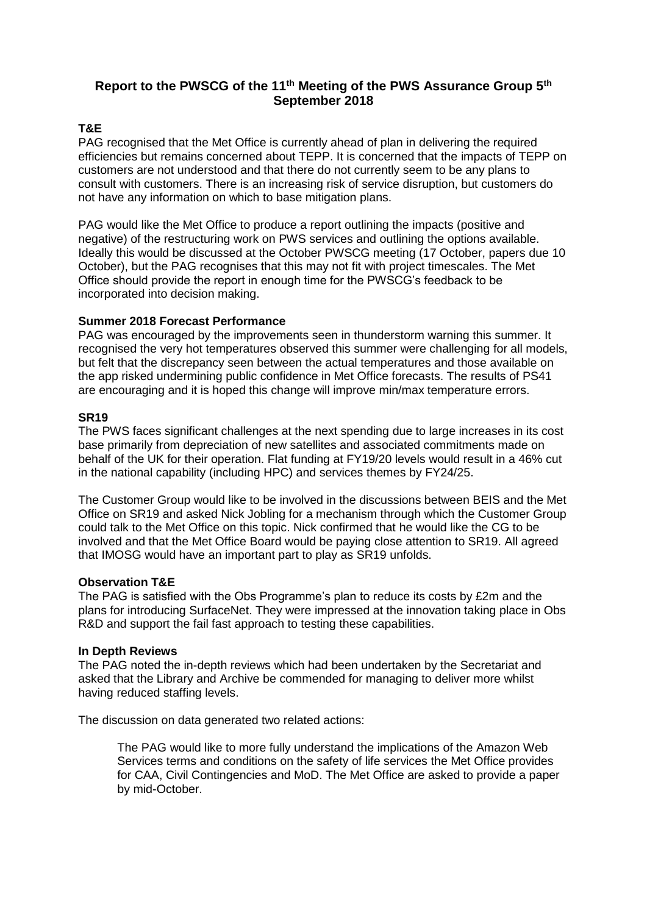# Report to the PWSCG of the 11th Meeting of the PWS Assurance Group 5th September 2018

## T&E

PAG recognised that the Met Office is currently ahead of plan in delivering the required efficiencies but remains concerned about TEPP. It is concerned that the impacts of TEPP on customers are not understood and that there do not currently seem to be any plans to consult with customers. There is an increasing risk of service disruption, but customers do not have any information on which to base mitigation plans.

PAG would like the Met Office to produce a report outlining the impacts (positive and negative) of the restructuring work on PWS services and outlining the options available. Ideally this would be discussed at the October PWSCG meeting (17 October, papers due 10 October), but the PAG recognises that this may not fit with project timescales. The Met Office should provide the report in enough time for the PWSCG's feedback to be incorporated into decision making.

## Summer 2018 Forecast Performance

PAG was encouraged by the improvements seen in thunderstorm warning this summer. It recognised the very hot temperatures observed this summer were challenging for all models, but felt that the discrepancy seen between the actual temperatures and those available on the app risked undermining public confidence in Met Office forecasts. The results of PS41 are encouraging and it is hoped this change will improve min/max temperature errors.

## SR19

The PWS faces significant challenges at the next spending due to large increases in its cost base primarily from depreciation of new satellites and associated commitments made on behalf of the UK for their operation. Flat funding at FY19/20 levels would result in a 46% cut in the national capability (including HPC) and services themes by FY24/25.

The Customer Group would like to be involved in the discussions between BEIS and the Met Office on SR19 and asked Nick Jobling for a mechanism through which the Customer Group could talk to the Met Office on this topic. Nick confirmed that he would like the CG to be involved and that the Met Office Board would be paying close attention to SR19. All agreed that IMOSG would have an important part to play as SR19 unfolds.

## Observation T&E

The PAG is satisfied with the Obs Programme's plan to reduce its costs by £2m and the plans for introducing SurfaceNet. They were impressed at the innovation taking place in Obs R&D and support the fail fast approach to testing these capabilities.

## In Depth Reviews

The PAG noted the in-depth reviews which had been undertaken by the Secretariat and asked that the Library and Archive be commended for managing to deliver more whilst having reduced staffing levels.

The discussion on data generated two related actions:

> The PAG would like to more fully understand the implications of the Amazon Web Services terms and conditions on the safety of life services the Met Office provides for CAA, Civil Contingencies and MoD. The Met Office are asked to provide a paper by mid-October.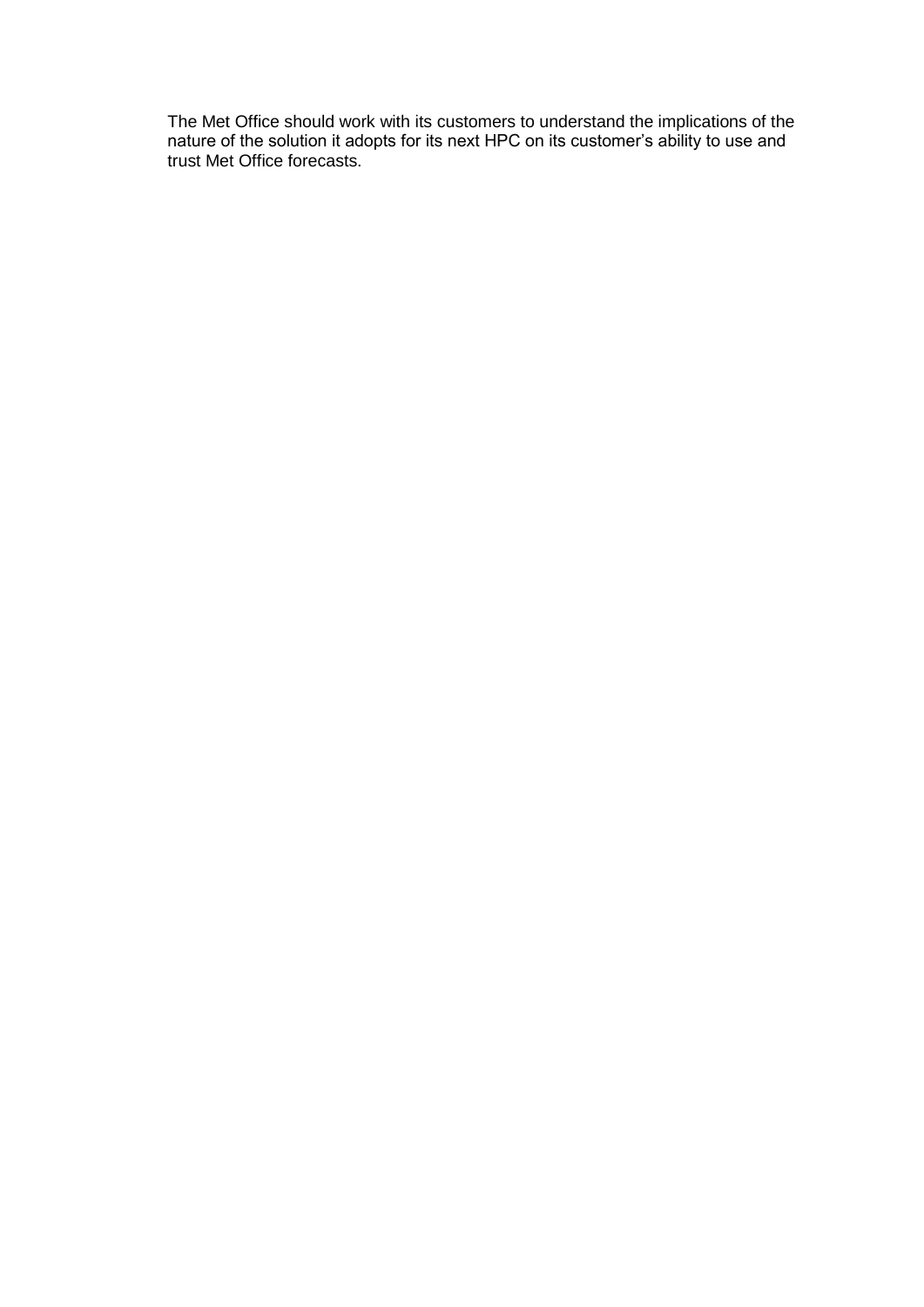The Met Office should work with its customers to understand the implications of the nature of the solution it adopts for its next HPC on its customer's ability to use and trust Met Office forecasts.